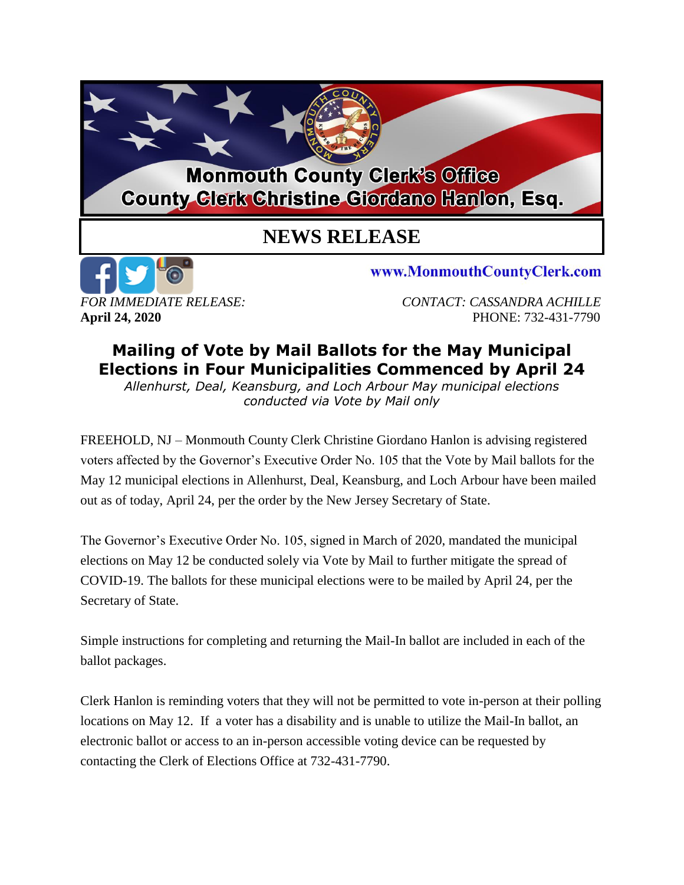**Monmouth County Clerk's Office**
**County Clerk Christine Giordano Hanlon, Esq.**

# NEWS RELEASE

**www.MonmouthCountyClerk.com**

*FOR IMMEDIATE RELEASE:*
**April 24, 2020**

*CONTACT: CASSANDRA ACHILLE*
PHONE: 732-431-7790

## Mailing of Vote by Mail Ballots for the May Municipal Elections in Four Municipalities Commenced by April 24

*Allenhurst, Deal, Keansburg, and Loch Arbour May municipal elections conducted via Vote by Mail only*

FREEHOLD, NJ – Monmouth County Clerk Christine Giordano Hanlon is advising registered voters affected by the Governor's Executive Order No. 105 that the Vote by Mail ballots for the May 12 municipal elections in Allenhurst, Deal, Keansburg, and Loch Arbour have been mailed out as of today, April 24, per the order by the New Jersey Secretary of State.

The Governor's Executive Order No. 105, signed in March of 2020, mandated the municipal elections on May 12 be conducted solely via Vote by Mail to further mitigate the spread of COVID-19. The ballots for these municipal elections were to be mailed by April 24, per the Secretary of State.

Simple instructions for completing and returning the Mail-In ballot are included in each of the ballot packages.

Clerk Hanlon is reminding voters that they will not be permitted to vote in-person at their polling locations on May 12. If a voter has a disability and is unable to utilize the Mail-In ballot, an electronic ballot or access to an in-person accessible voting device can be requested by contacting the Clerk of Elections Office at 732-431-7790.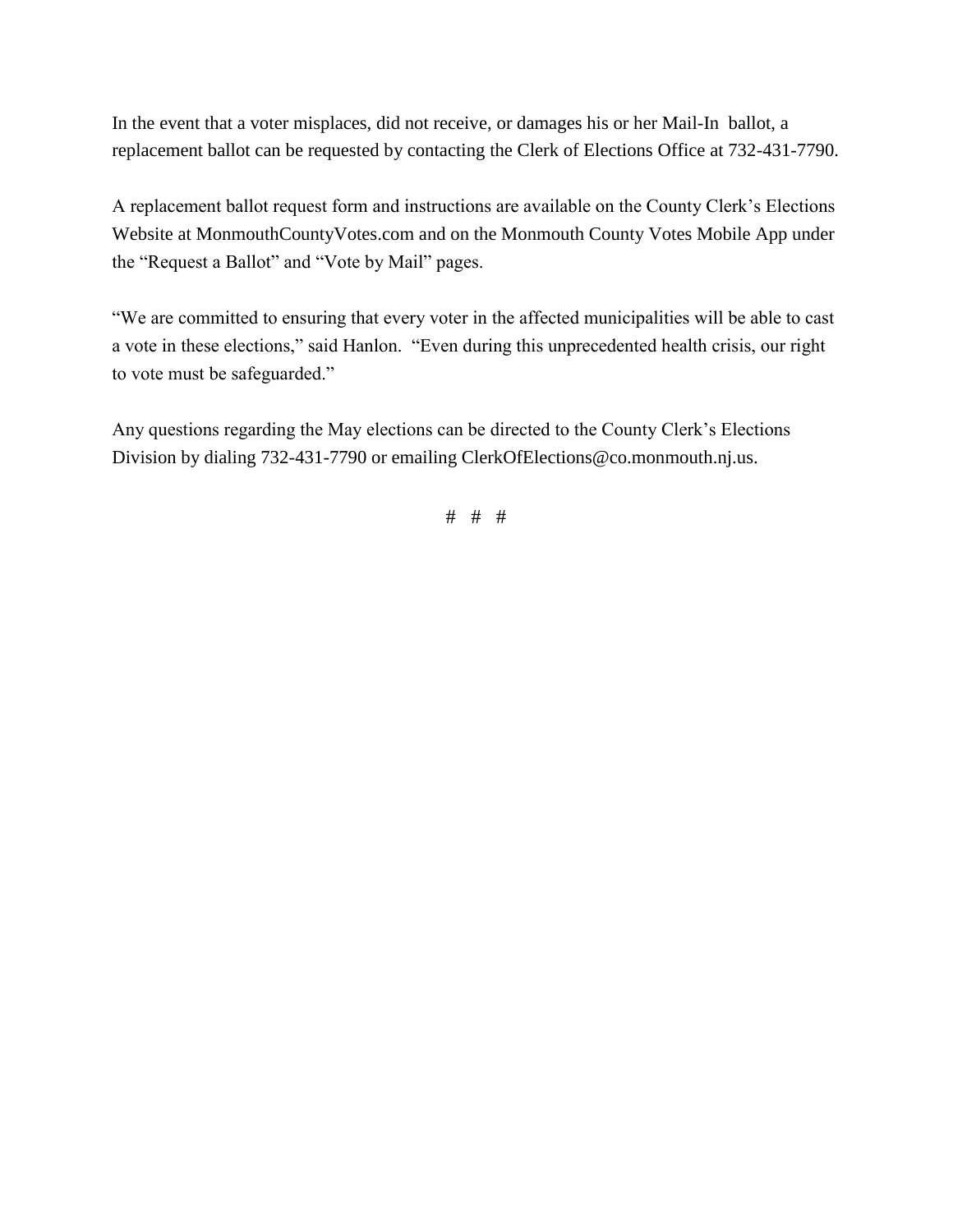In the event that a voter misplaces, did not receive, or damages his or her Mail-In ballot, a replacement ballot can be requested by contacting the Clerk of Elections Office at 732-431-7790.

A replacement ballot request form and instructions are available on the County Clerk's Elections Website at MonmouthCountyVotes.com and on the Monmouth County Votes Mobile App under the "Request a Ballot" and "Vote by Mail" pages.

"We are committed to ensuring that every voter in the affected municipalities will be able to cast a vote in these elections," said Hanlon. "Even during this unprecedented health crisis, our right to vote must be safeguarded."

Any questions regarding the May elections can be directed to the County Clerk's Elections Division by dialing 732-431-7790 or emailing ClerkOfElections@co.monmouth.nj.us.

# # #